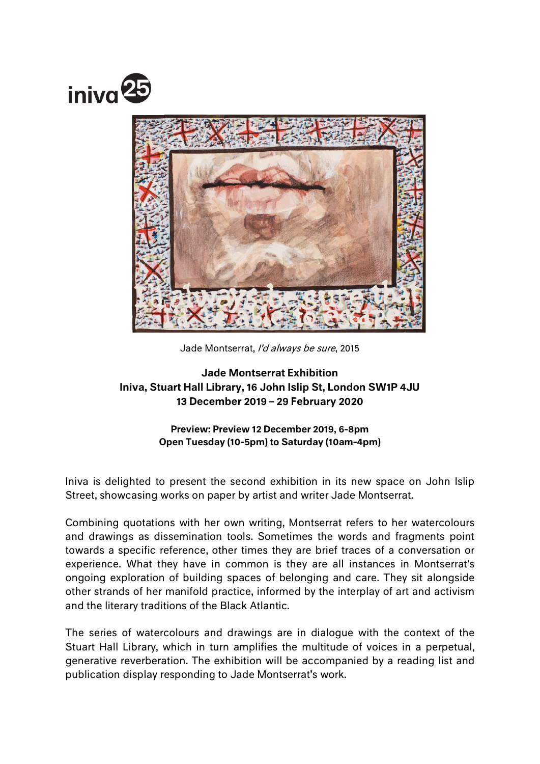iniva 25

Jade Montserrat, *I'd always be sure*, 2015

**Jade Montserrat Exhibition**
**Iniva, Stuart Hall Library, 16 John Islip St, London SW1P 4JU**
**13 December 2019 – 29 February 2020**

**Preview: Preview 12 December 2019, 6-8pm**
**Open Tuesday (10-5pm) to Saturday (10am-4pm)**

Iniva is delighted to present the second exhibition in its new space on John Islip Street, showcasing works on paper by artist and writer Jade Montserrat.

Combining quotations with her own writing, Montserrat refers to her watercolours and drawings as dissemination tools. Sometimes the words and fragments point towards a specific reference, other times they are brief traces of a conversation or experience. What they have in common is they are all instances in Montserrat's ongoing exploration of building spaces of belonging and care. They sit alongside other strands of her manifold practice, informed by the interplay of art and activism and the literary traditions of the Black Atlantic.

The series of watercolours and drawings are in dialogue with the context of the Stuart Hall Library, which in turn amplifies the multitude of voices in a perpetual, generative reverberation. The exhibition will be accompanied by a reading list and publication display responding to Jade Montserrat's work.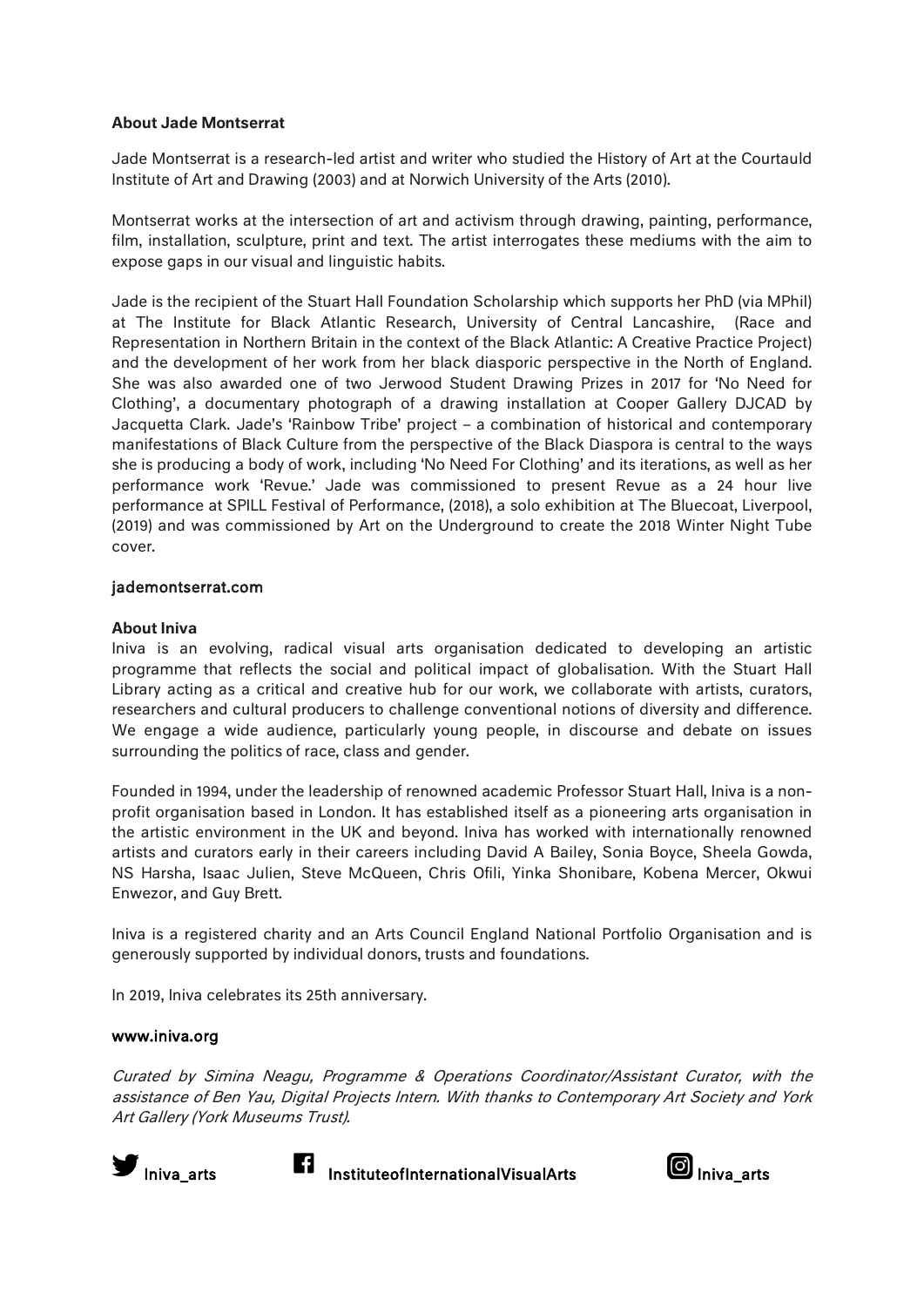**About Jade Montserrat**

Jade Montserrat is a research-led artist and writer who studied the History of Art at the Courtauld Institute of Art and Drawing (2003) and at Norwich University of the Arts (2010).

Montserrat works at the intersection of art and activism through drawing, painting, performance, film, installation, sculpture, print and text. The artist interrogates these mediums with the aim to expose gaps in our visual and linguistic habits.

Jade is the recipient of the Stuart Hall Foundation Scholarship which supports her PhD (via MPhil) at The Institute for Black Atlantic Research, University of Central Lancashire, (Race and Representation in Northern Britain in the context of the Black Atlantic: A Creative Practice Project) and the development of her work from her black diasporic perspective in the North of England. She was also awarded one of two Jerwood Student Drawing Prizes in 2017 for 'No Need for Clothing', a documentary photograph of a drawing installation at Cooper Gallery DJCAD by Jacquetta Clark. Jade's 'Rainbow Tribe' project – a combination of historical and contemporary manifestations of Black Culture from the perspective of the Black Diaspora is central to the ways she is producing a body of work, including 'No Need For Clothing' and its iterations, as well as her performance work 'Revue.' Jade was commissioned to present Revue as a 24 hour live performance at SPILL Festival of Performance, (2018), a solo exhibition at The Bluecoat, Liverpool, (2019) and was commissioned by Art on the Underground to create the 2018 Winter Night Tube cover.

jademontserrat.com

**About Iniva**

Iniva is an evolving, radical visual arts organisation dedicated to developing an artistic programme that reflects the social and political impact of globalisation. With the Stuart Hall Library acting as a critical and creative hub for our work, we collaborate with artists, curators, researchers and cultural producers to challenge conventional notions of diversity and difference. We engage a wide audience, particularly young people, in discourse and debate on issues surrounding the politics of race, class and gender.

Founded in 1994, under the leadership of renowned academic Professor Stuart Hall, Iniva is a non-profit organisation based in London. It has established itself as a pioneering arts organisation in the artistic environment in the UK and beyond. Iniva has worked with internationally renowned artists and curators early in their careers including David A Bailey, Sonia Boyce, Sheela Gowda, NS Harsha, Isaac Julien, Steve McQueen, Chris Ofili, Yinka Shonibare, Kobena Mercer, Okwui Enwezor, and Guy Brett.

Iniva is a registered charity and an Arts Council England National Portfolio Organisation and is generously supported by individual donors, trusts and foundations.

In 2019, Iniva celebrates its 25th anniversary.

www.iniva.org

*Curated by Simina Neagu, Programme & Operations Coordinator/Assistant Curator, with the assistance of Ben Yau, Digital Projects Intern. With thanks to Contemporary Art Society and York Art Gallery (York Museums Trust).*

Iniva_arts InstituteofInternationalVisualArts Iniva_arts